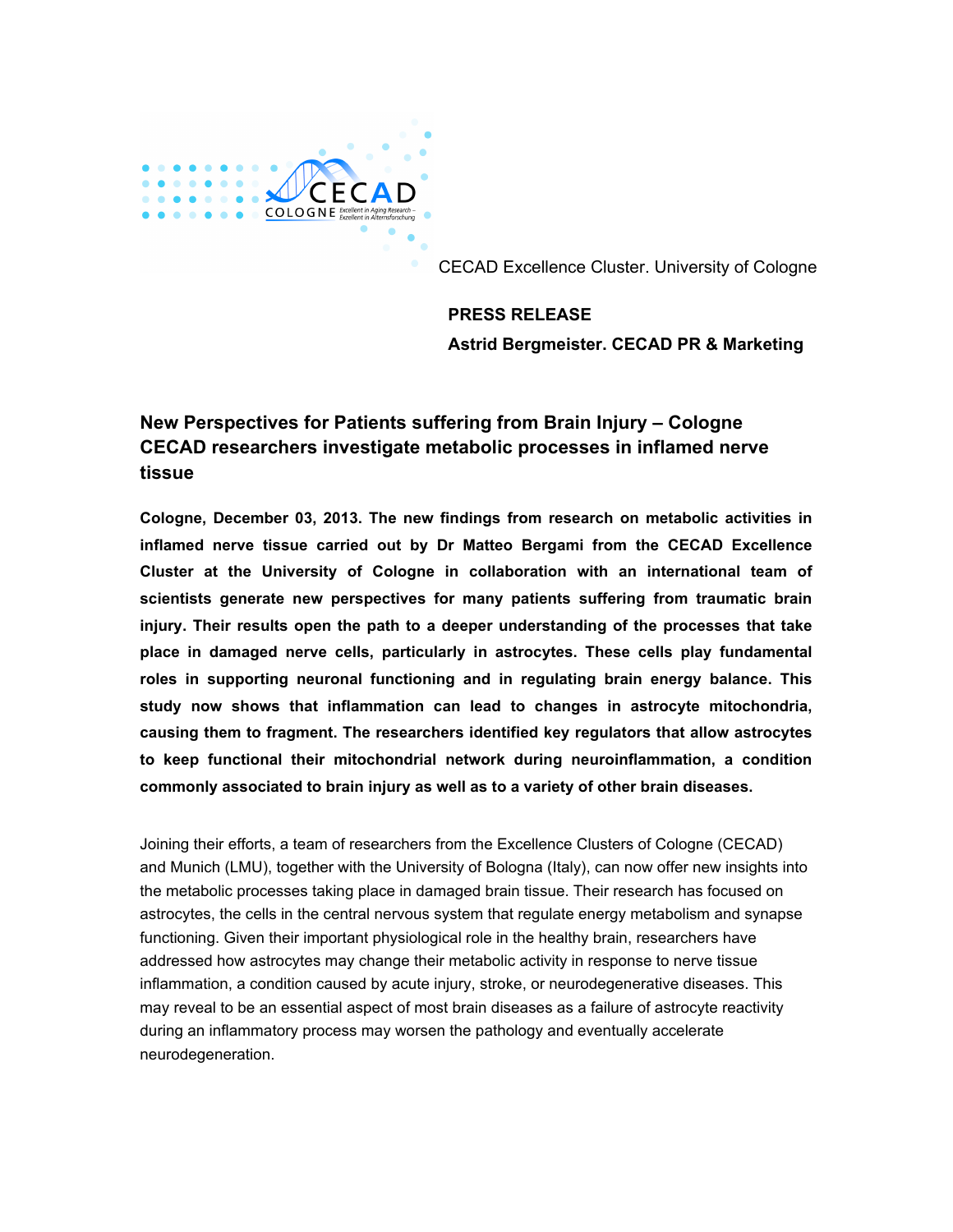CECAD Excellence Cluster. University of Cologne

**PRESS RELEASE**

**Astrid Bergmeister. CECAD PR & Marketing**

## New Perspectives for Patients suffering from Brain Injury – Cologne CECAD researchers investigate metabolic processes in inflamed nerve tissue

**Cologne, December 03, 2013. The new findings from research on metabolic activities in inflamed nerve tissue carried out by Dr Matteo Bergami from the CECAD Excellence Cluster at the University of Cologne in collaboration with an international team of scientists generate new perspectives for many patients suffering from traumatic brain injury. Their results open the path to a deeper understanding of the processes that take place in damaged nerve cells, particularly in astrocytes. These cells play fundamental roles in supporting neuronal functioning and in regulating brain energy balance. This study now shows that inflammation can lead to changes in astrocyte mitochondria, causing them to fragment. The researchers identified key regulators that allow astrocytes to keep functional their mitochondrial network during neuroinflammation, a condition commonly associated to brain injury as well as to a variety of other brain diseases.**

Joining their efforts, a team of researchers from the Excellence Clusters of Cologne (CECAD) and Munich (LMU), together with the University of Bologna (Italy), can now offer new insights into the metabolic processes taking place in damaged brain tissue. Their research has focused on astrocytes, the cells in the central nervous system that regulate energy metabolism and synapse functioning. Given their important physiological role in the healthy brain, researchers have addressed how astrocytes may change their metabolic activity in response to nerve tissue inflammation, a condition caused by acute injury, stroke, or neurodegenerative diseases. This may reveal to be an essential aspect of most brain diseases as a failure of astrocyte reactivity during an inflammatory process may worsen the pathology and eventually accelerate neurodegeneration.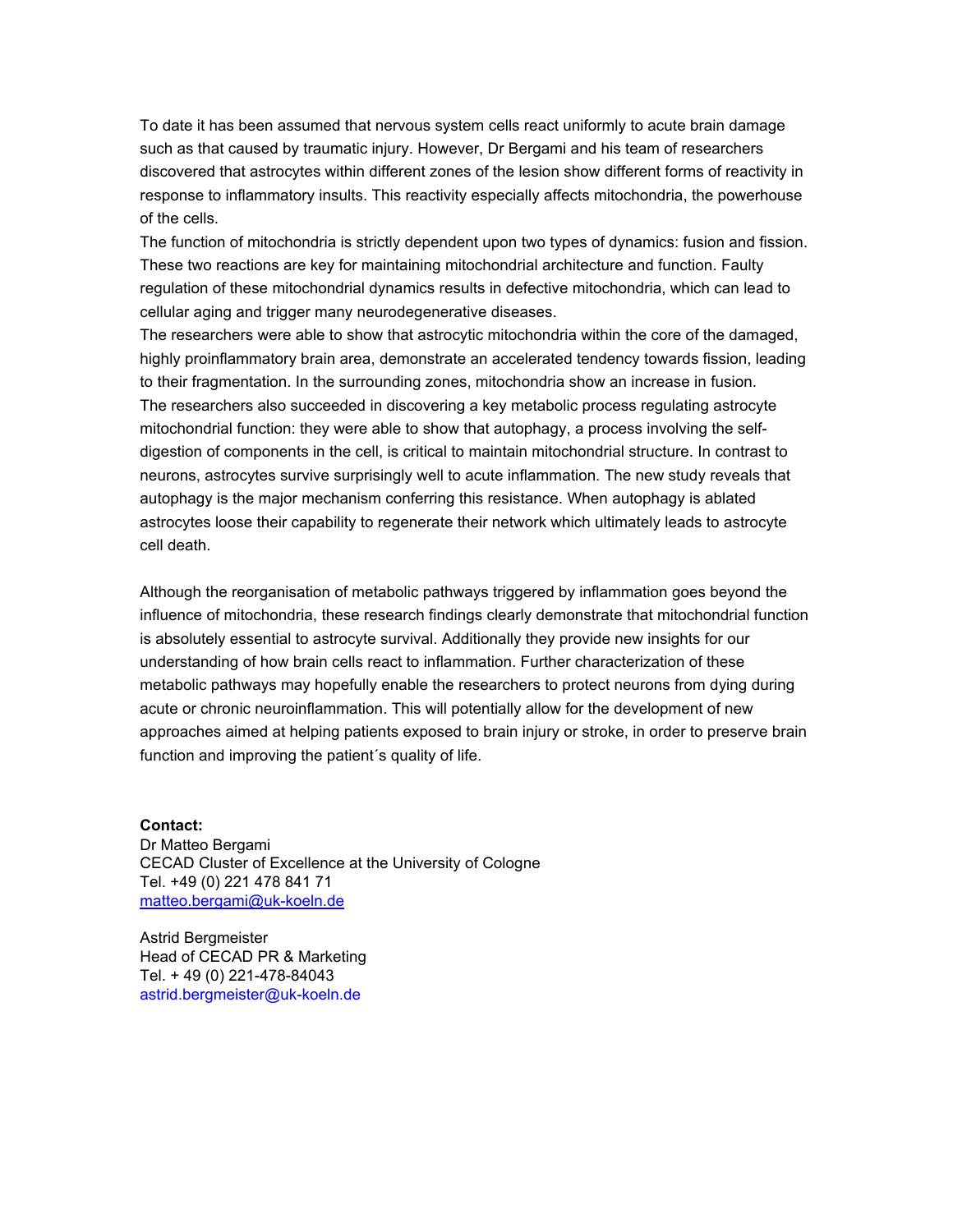To date it has been assumed that nervous system cells react uniformly to acute brain damage such as that caused by traumatic injury. However, Dr Bergami and his team of researchers discovered that astrocytes within different zones of the lesion show different forms of reactivity in response to inflammatory insults. This reactivity especially affects mitochondria, the powerhouse of the cells.

The function of mitochondria is strictly dependent upon two types of dynamics: fusion and fission. These two reactions are key for maintaining mitochondrial architecture and function. Faulty regulation of these mitochondrial dynamics results in defective mitochondria, which can lead to cellular aging and trigger many neurodegenerative diseases.

The researchers were able to show that astrocytic mitochondria within the core of the damaged, highly proinflammatory brain area, demonstrate an accelerated tendency towards fission, leading to their fragmentation. In the surrounding zones, mitochondria show an increase in fusion.

The researchers also succeeded in discovering a key metabolic process regulating astrocyte mitochondrial function: they were able to show that autophagy, a process involving the self-digestion of components in the cell, is critical to maintain mitochondrial structure. In contrast to neurons, astrocytes survive surprisingly well to acute inflammation. The new study reveals that autophagy is the major mechanism conferring this resistance. When autophagy is ablated astrocytes loose their capability to regenerate their network which ultimately leads to astrocyte cell death.

Although the reorganisation of metabolic pathways triggered by inflammation goes beyond the influence of mitochondria, these research findings clearly demonstrate that mitochondrial function is absolutely essential to astrocyte survival. Additionally they provide new insights for our understanding of how brain cells react to inflammation. Further characterization of these metabolic pathways may hopefully enable the researchers to protect neurons from dying during acute or chronic neuroinflammation. This will potentially allow for the development of new approaches aimed at helping patients exposed to brain injury or stroke, in order to preserve brain function and improving the patient´s quality of life.

**Contact:**
Dr Matteo Bergami
CECAD Cluster of Excellence at the University of Cologne
Tel. +49 (0) 221 478 841 71
matteo.bergami@uk-koeln.de

Astrid Bergmeister
Head of CECAD PR & Marketing
Tel. + 49 (0) 221-478-84043
astrid.bergmeister@uk-koeln.de